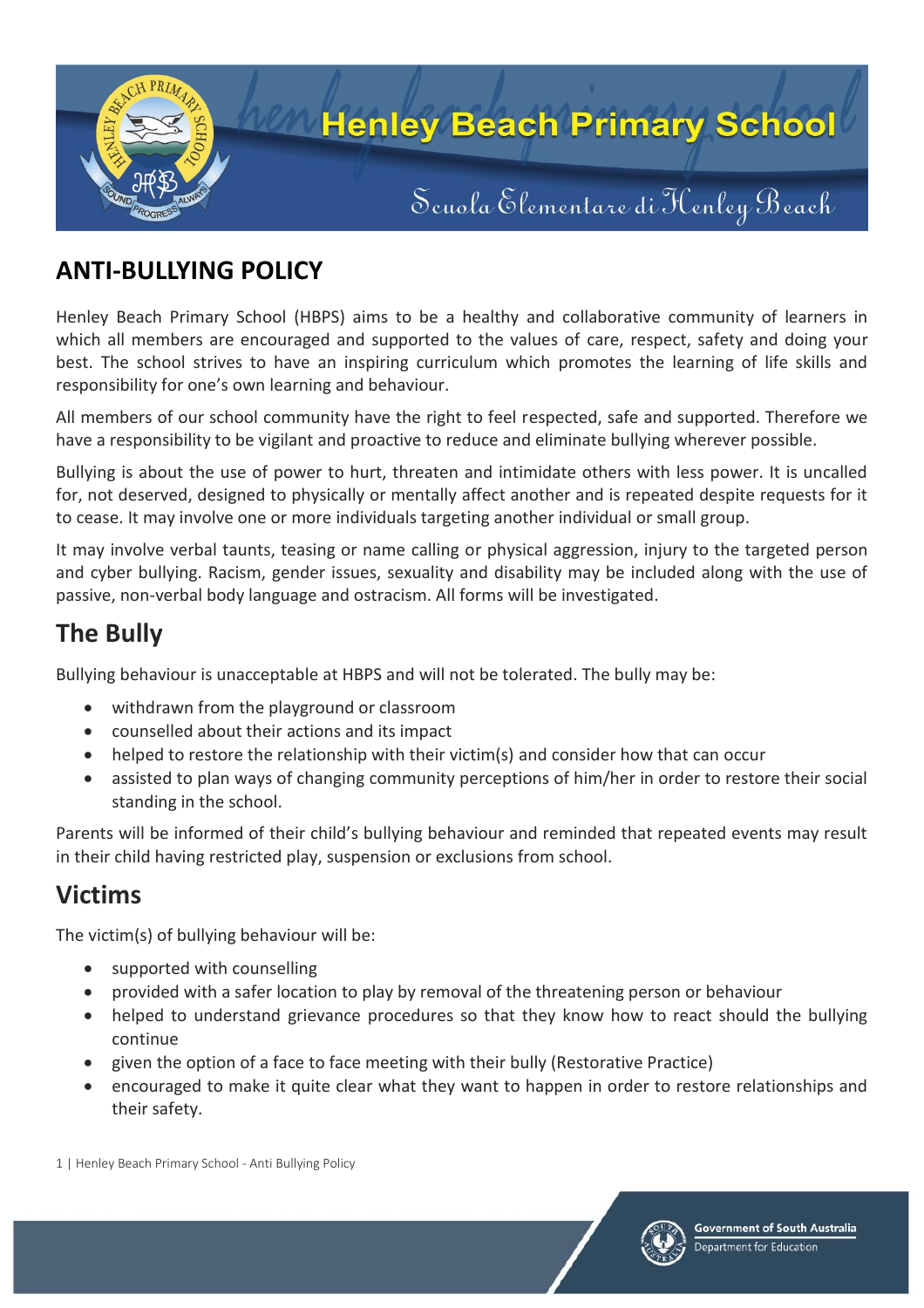# Henley Beach Primary School

Scuola Elementare di Henley Beach

## ANTI-BULLYING POLICY

Henley Beach Primary School (HBPS) aims to be a healthy and collaborative community of learners in which all members are encouraged and supported to the values of care, respect, safety and doing your best. The school strives to have an inspiring curriculum which promotes the learning of life skills and responsibility for one's own learning and behaviour.

All members of our school community have the right to feel respected, safe and supported. Therefore we have a responsibility to be vigilant and proactive to reduce and eliminate bullying wherever possible.

Bullying is about the use of power to hurt, threaten and intimidate others with less power. It is uncalled for, not deserved, designed to physically or mentally affect another and is repeated despite requests for it to cease. It may involve one or more individuals targeting another individual or small group.

It may involve verbal taunts, teasing or name calling or physical aggression, injury to the targeted person and cyber bullying. Racism, gender issues, sexuality and disability may be included along with the use of passive, non-verbal body language and ostracism. All forms will be investigated.

## The Bully

Bullying behaviour is unacceptable at HBPS and will not be tolerated. The bully may be:

- withdrawn from the playground or classroom
- counselled about their actions and its impact
- helped to restore the relationship with their victim(s) and consider how that can occur
- assisted to plan ways of changing community perceptions of him/her in order to restore their social standing in the school.

Parents will be informed of their child's bullying behaviour and reminded that repeated events may result in their child having restricted play, suspension or exclusions from school.

## Victims

The victim(s) of bullying behaviour will be:

- supported with counselling
- provided with a safer location to play by removal of the threatening person or behaviour
- helped to understand grievance procedures so that they know how to react should the bullying continue
- given the option of a face to face meeting with their bully (Restorative Practice)
- encouraged to make it quite clear what they want to happen in order to restore relationships and their safety.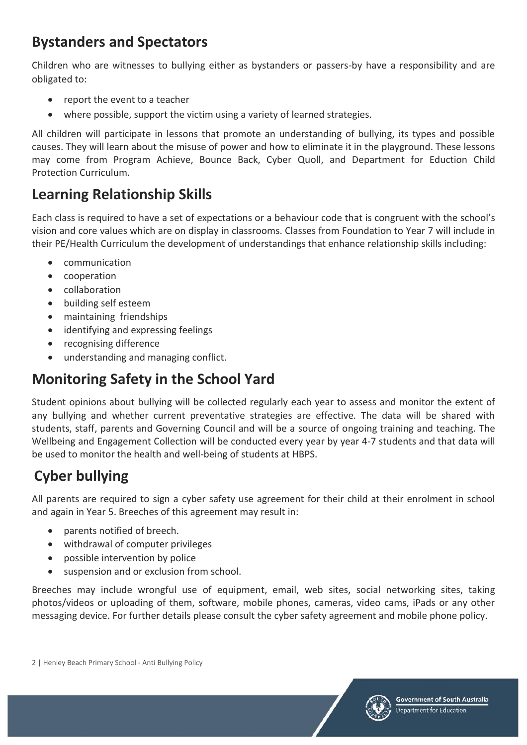## Bystanders and Spectators

Children who are witnesses to bullying either as bystanders or passers-by have a responsibility and are obligated to:

- report the event to a teacher
- where possible, support the victim using a variety of learned strategies.

All children will participate in lessons that promote an understanding of bullying, its types and possible causes. They will learn about the misuse of power and how to eliminate it in the playground. These lessons may come from Program Achieve, Bounce Back, Cyber Quoll, and Department for Eduction Child Protection Curriculum.

## Learning Relationship Skills

Each class is required to have a set of expectations or a behaviour code that is congruent with the school's vision and core values which are on display in classrooms. Classes from Foundation to Year 7 will include in their PE/Health Curriculum the development of understandings that enhance relationship skills including:

- communication
- cooperation
- collaboration
- building self esteem
- maintaining friendships
- identifying and expressing feelings
- recognising difference
- understanding and managing conflict.

## Monitoring Safety in the School Yard

Student opinions about bullying will be collected regularly each year to assess and monitor the extent of any bullying and whether current preventative strategies are effective. The data will be shared with students, staff, parents and Governing Council and will be a source of ongoing training and teaching. The Wellbeing and Engagement Collection will be conducted every year by year 4-7 students and that data will be used to monitor the health and well-being of students at HBPS.

## Cyber bullying

All parents are required to sign a cyber safety use agreement for their child at their enrolment in school and again in Year 5. Breeches of this agreement may result in:

- parents notified of breech.
- withdrawal of computer privileges
- possible intervention by police
- suspension and or exclusion from school.

Breeches may include wrongful use of equipment, email, web sites, social networking sites, taking photos/videos or uploading of them, software, mobile phones, cameras, video cams, iPads or any other messaging device. For further details please consult the cyber safety agreement and mobile phone policy.